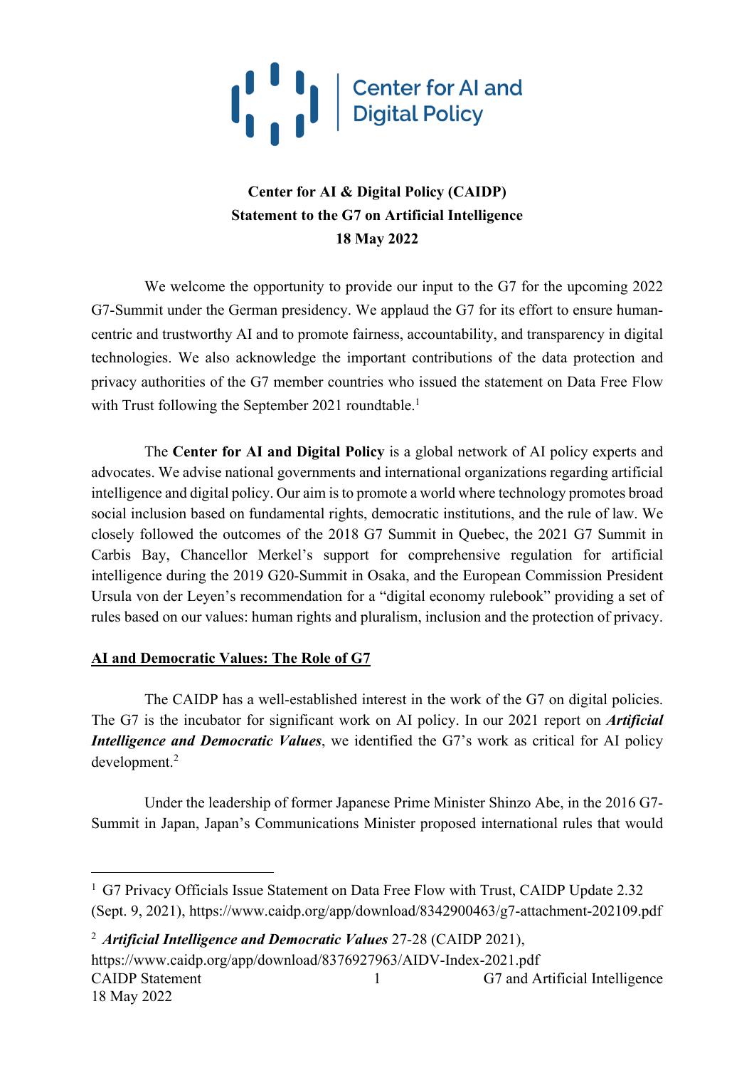Center for AI and Digital Policy

**Center for AI & Digital Policy (CAIDP)**
**Statement to the G7 on Artificial Intelligence**
**18 May 2022**

We welcome the opportunity to provide our input to the G7 for the upcoming 2022 G7-Summit under the German presidency. We applaud the G7 for its effort to ensure human-centric and trustworthy AI and to promote fairness, accountability, and transparency in digital technologies. We also acknowledge the important contributions of the data protection and privacy authorities of the G7 member countries who issued the statement on Data Free Flow with Trust following the September 2021 roundtable.[1]

The **Center for AI and Digital Policy** is a global network of AI policy experts and advocates. We advise national governments and international organizations regarding artificial intelligence and digital policy. Our aim is to promote a world where technology promotes broad social inclusion based on fundamental rights, democratic institutions, and the rule of law. We closely followed the outcomes of the 2018 G7 Summit in Quebec, the 2021 G7 Summit in Carbis Bay, Chancellor Merkel's support for comprehensive regulation for artificial intelligence during the 2019 G20-Summit in Osaka, and the European Commission President Ursula von der Leyen's recommendation for a "digital economy rulebook" providing a set of rules based on our values: human rights and pluralism, inclusion and the protection of privacy.

## AI and Democratic Values: The Role of G7

The CAIDP has a well-established interest in the work of the G7 on digital policies. The G7 is the incubator for significant work on AI policy. In our 2021 report on ***Artificial Intelligence and Democratic Values***, we identified the G7's work as critical for AI policy development.[2]

Under the leadership of former Japanese Prime Minister Shinzo Abe, in the 2016 G7-Summit in Japan, Japan's Communications Minister proposed international rules that would

---

[1] G7 Privacy Officials Issue Statement on Data Free Flow with Trust, CAIDP Update 2.32 (Sept. 9, 2021), https://www.caidp.org/app/download/8342900463/g7-attachment-202109.pdf

[2] ***Artificial Intelligence and Democratic Values*** 27-28 (CAIDP 2021), https://www.caidp.org/app/download/8376927963/AIDV-Index-2021.pdf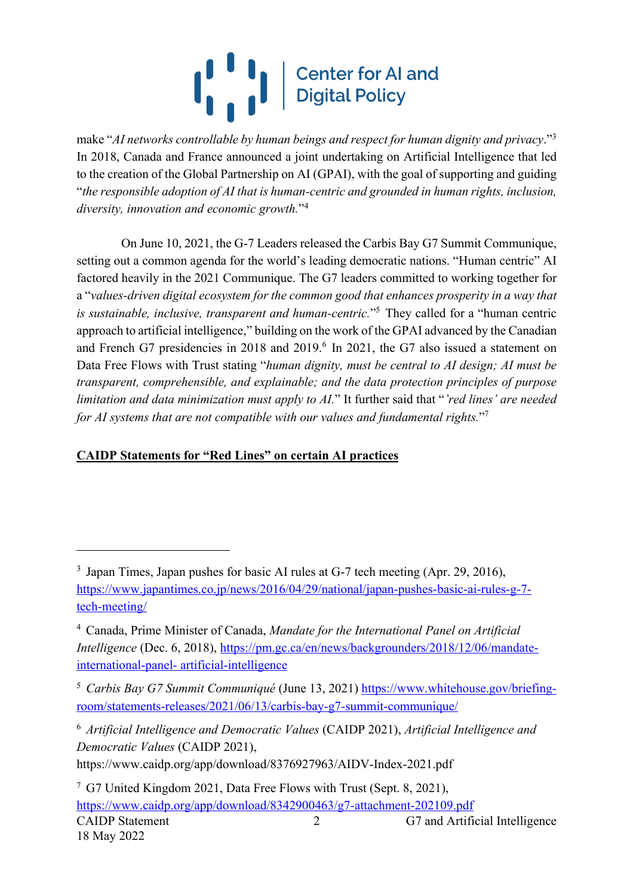make "*AI networks controllable by human beings and respect for human dignity and privacy*."[3] In 2018, Canada and France announced a joint undertaking on Artificial Intelligence that led to the creation of the Global Partnership on AI (GPAI), with the goal of supporting and guiding "*the responsible adoption of AI that is human-centric and grounded in human rights, inclusion, diversity, innovation and economic growth.*"[4]

On June 10, 2021, the G-7 Leaders released the Carbis Bay G7 Summit Communique, setting out a common agenda for the world's leading democratic nations. "Human centric" AI factored heavily in the 2021 Communique. The G7 leaders committed to working together for a "*values-driven digital ecosystem for the common good that enhances prosperity in a way that is sustainable, inclusive, transparent and human-centric.*"[5] They called for a "human centric approach to artificial intelligence," building on the work of the GPAI advanced by the Canadian and French G7 presidencies in 2018 and 2019.[6] In 2021, the G7 also issued a statement on Data Free Flows with Trust stating "*human dignity, must be central to AI design; AI must be transparent, comprehensible, and explainable; and the data protection principles of purpose limitation and data minimization must apply to AI.*" It further said that "*'red lines' are needed for AI systems that are not compatible with our values and fundamental rights.*"[7]

## CAIDP Statements for "Red Lines" on certain AI practices

---

[3] Japan Times, Japan pushes for basic AI rules at G-7 tech meeting (Apr. 29, 2016), https://www.japantimes.co.jp/news/2016/04/29/national/japan-pushes-basic-ai-rules-g-7-tech-meeting/

[4] Canada, Prime Minister of Canada, *Mandate for the International Panel on Artificial Intelligence* (Dec. 6, 2018), https://pm.gc.ca/en/news/backgrounders/2018/12/06/mandate-international-panel- artificial-intelligence

[5] *Carbis Bay G7 Summit Communiqué* (June 13, 2021) https://www.whitehouse.gov/briefing-room/statements-releases/2021/06/13/carbis-bay-g7-summit-communique/

[6] *Artificial Intelligence and Democratic Values* (CAIDP 2021), *Artificial Intelligence and Democratic Values* (CAIDP 2021), https://www.caidp.org/app/download/8376927963/AIDV-Index-2021.pdf

[7] G7 United Kingdom 2021, Data Free Flows with Trust (Sept. 8, 2021), https://www.caidp.org/app/download/8342900463/g7-attachment-202109.pdf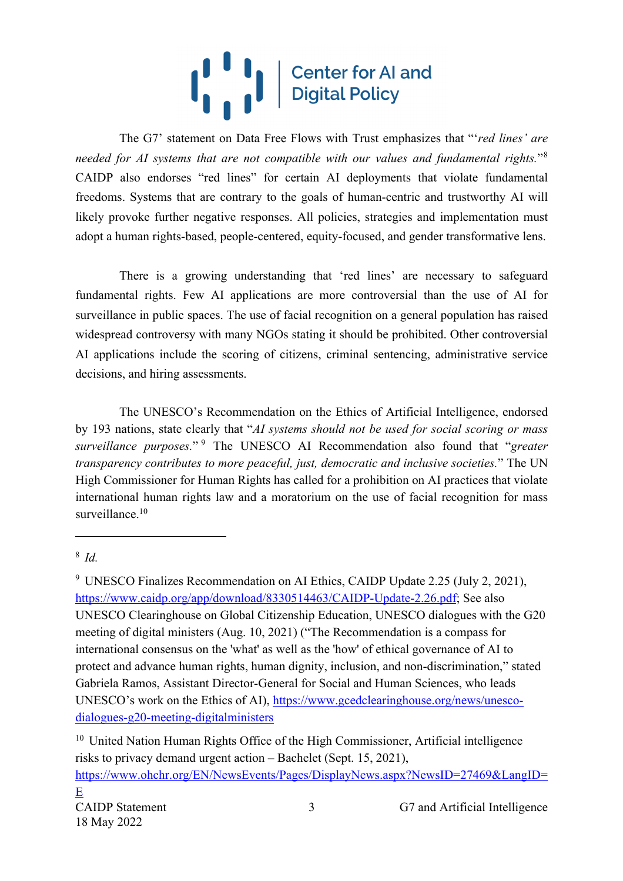The G7' statement on Data Free Flows with Trust emphasizes that "'*red lines' are needed for AI systems that are not compatible with our values and fundamental rights.*"[8] CAIDP also endorses "red lines" for certain AI deployments that violate fundamental freedoms. Systems that are contrary to the goals of human-centric and trustworthy AI will likely provoke further negative responses. All policies, strategies and implementation must adopt a human rights-based, people-centered, equity-focused, and gender transformative lens.

There is a growing understanding that 'red lines' are necessary to safeguard fundamental rights. Few AI applications are more controversial than the use of AI for surveillance in public spaces. The use of facial recognition on a general population has raised widespread controversy with many NGOs stating it should be prohibited. Other controversial AI applications include the scoring of citizens, criminal sentencing, administrative service decisions, and hiring assessments.

The UNESCO's Recommendation on the Ethics of Artificial Intelligence, endorsed by 193 nations, state clearly that "*AI systems should not be used for social scoring or mass surveillance purposes.*"[9] The UNESCO AI Recommendation also found that "*greater transparency contributes to more peaceful, just, democratic and inclusive societies.*" The UN High Commissioner for Human Rights has called for a prohibition on AI practices that violate international human rights law and a moratorium on the use of facial recognition for mass surveillance.[10]

---

[8] *Id.*

[9] UNESCO Finalizes Recommendation on AI Ethics, CAIDP Update 2.25 (July 2, 2021), https://www.caidp.org/app/download/8330514463/CAIDP-Update-2.26.pdf; See also UNESCO Clearinghouse on Global Citizenship Education, UNESCO dialogues with the G20 meeting of digital ministers (Aug. 10, 2021) ("The Recommendation is a compass for international consensus on the 'what' as well as the 'how' of ethical governance of AI to protect and advance human rights, human dignity, inclusion, and non-discrimination," stated Gabriela Ramos, Assistant Director-General for Social and Human Sciences, who leads UNESCO's work on the Ethics of AI), https://www.gcedclearinghouse.org/news/unesco-dialogues-g20-meeting-digitalministers

[10] United Nation Human Rights Office of the High Commissioner, Artificial intelligence risks to privacy demand urgent action – Bachelet (Sept. 15, 2021), https://www.ohchr.org/EN/NewsEvents/Pages/DisplayNews.aspx?NewsID=27469&LangID=E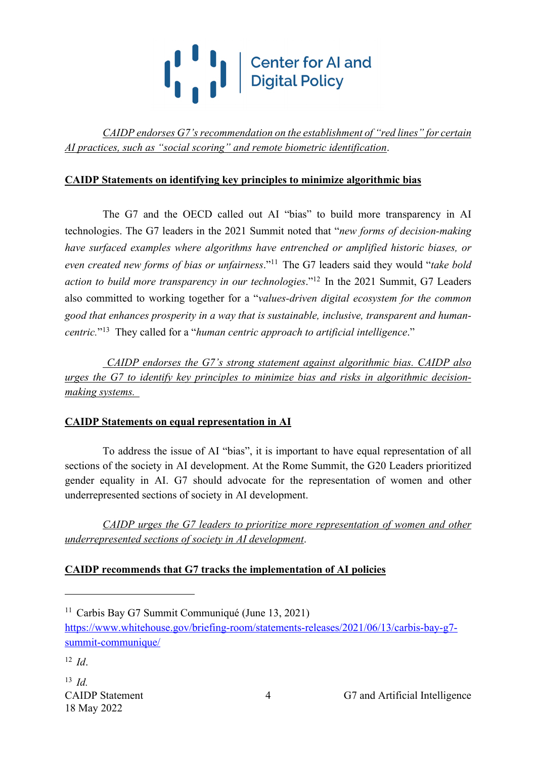*CAIDP endorses G7's recommendation on the establishment of "red lines" for certain AI practices, such as "social scoring" and remote biometric identification.*

**CAIDP Statements on identifying key principles to minimize algorithmic bias**

The G7 and the OECD called out AI "bias" to build more transparency in AI technologies. The G7 leaders in the 2021 Summit noted that "*new forms of decision-making have surfaced examples where algorithms have entrenched or amplified historic biases, or even created new forms of bias or unfairness*."[11] The G7 leaders said they would "*take bold action to build more transparency in our technologies*."[12] In the 2021 Summit, G7 Leaders also committed to working together for a "*values-driven digital ecosystem for the common good that enhances prosperity in a way that is sustainable, inclusive, transparent and human-centric.*"[13] They called for a "*human centric approach to artificial intelligence*."

*CAIDP endorses the G7's strong statement against algorithmic bias. CAIDP also urges the G7 to identify key principles to minimize bias and risks in algorithmic decision-making systems.*

**CAIDP Statements on equal representation in AI**

To address the issue of AI "bias", it is important to have equal representation of all sections of the society in AI development. At the Rome Summit, the G20 Leaders prioritized gender equality in AI. G7 should advocate for the representation of women and other underrepresented sections of society in AI development.

*CAIDP urges the G7 leaders to prioritize more representation of women and other underrepresented sections of society in AI development.*

**CAIDP recommends that G7 tracks the implementation of AI policies**

---

[11] Carbis Bay G7 Summit Communiqué (June 13, 2021) https://www.whitehouse.gov/briefing-room/statements-releases/2021/06/13/carbis-bay-g7-summit-communique/

[12] *Id*.

[13] *Id.*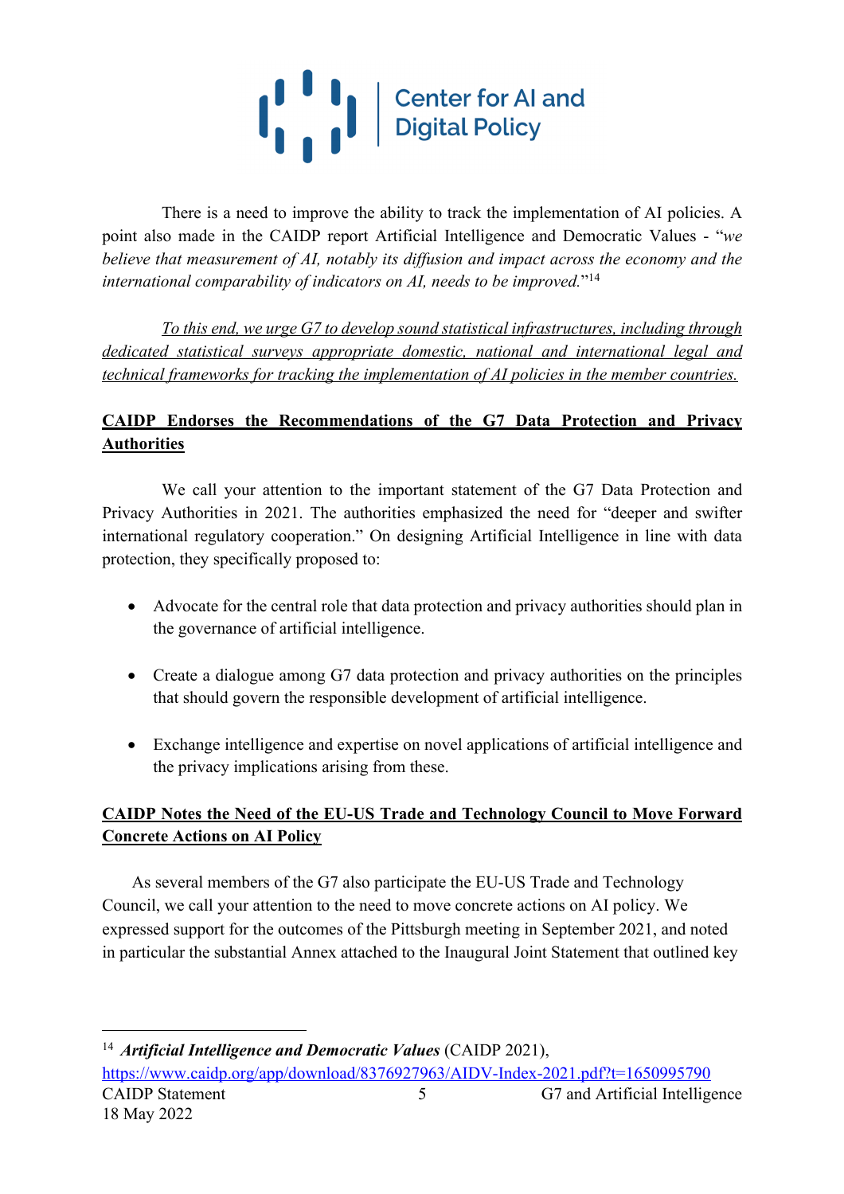There is a need to improve the ability to track the implementation of AI policies. A point also made in the CAIDP report Artificial Intelligence and Democratic Values - "*we believe that measurement of AI, notably its diffusion and impact across the economy and the international comparability of indicators on AI, needs to be improved.*"[14]

*To this end, we urge G7 to develop sound statistical infrastructures, including through dedicated statistical surveys appropriate domestic, national and international legal and technical frameworks for tracking the implementation of AI policies in the member countries.*

**CAIDP Endorses the Recommendations of the G7 Data Protection and Privacy Authorities**

We call your attention to the important statement of the G7 Data Protection and Privacy Authorities in 2021. The authorities emphasized the need for "deeper and swifter international regulatory cooperation." On designing Artificial Intelligence in line with data protection, they specifically proposed to:

- Advocate for the central role that data protection and privacy authorities should plan in the governance of artificial intelligence.
- Create a dialogue among G7 data protection and privacy authorities on the principles that should govern the responsible development of artificial intelligence.
- Exchange intelligence and expertise on novel applications of artificial intelligence and the privacy implications arising from these.

**CAIDP Notes the Need of the EU-US Trade and Technology Council to Move Forward Concrete Actions on AI Policy**

As several members of the G7 also participate the EU-US Trade and Technology Council, we call your attention to the need to move concrete actions on AI policy. We expressed support for the outcomes of the Pittsburgh meeting in September 2021, and noted in particular the substantial Annex attached to the Inaugural Joint Statement that outlined key

[14] ***Artificial Intelligence and Democratic Values*** (CAIDP 2021), https://www.caidp.org/app/download/8376927963/AIDV-Index-2021.pdf?t=1650995790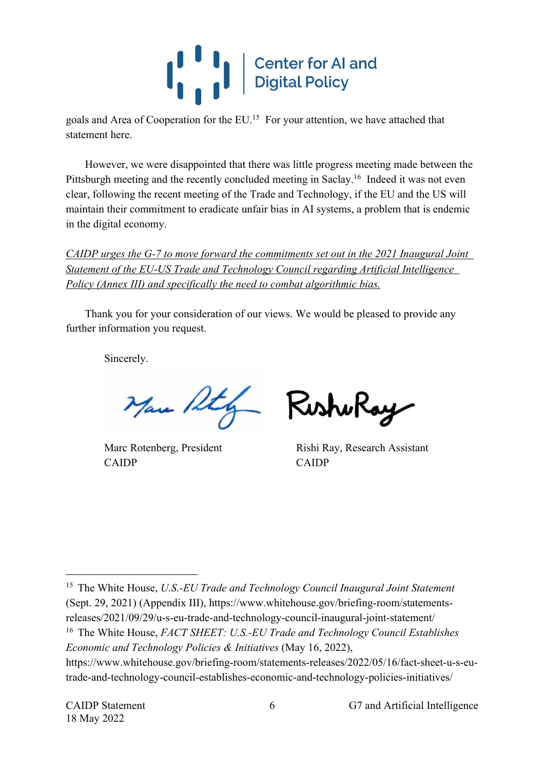goals and Area of Cooperation for the EU.[15] For your attention, we have attached that statement here.

However, we were disappointed that there was little progress meeting made between the Pittsburgh meeting and the recently concluded meeting in Saclay.[16] Indeed it was not even clear, following the recent meeting of the Trade and Technology, if the EU and the US will maintain their commitment to eradicate unfair bias in AI systems, a problem that is endemic in the digital economy.

*CAIDP urges the G-7 to move forward the commitments set out in the 2021 Inaugural Joint Statement of the EU-US Trade and Technology Council regarding Artificial Intelligence Policy (Annex III) and specifically the need to combat algorithmic bias.*

Thank you for your consideration of our views. We would be pleased to provide any further information you request.

Sincerely.

Marc Rotenberg, President
CAIDP

Rishi Ray, Research Assistant
CAIDP

---

[15] The White House, *U.S.-EU Trade and Technology Council Inaugural Joint Statement* (Sept. 29, 2021) (Appendix III), https://www.whitehouse.gov/briefing-room/statements-releases/2021/09/29/u-s-eu-trade-and-technology-council-inaugural-joint-statement/

[16] The White House, *FACT SHEET: U.S.-EU Trade and Technology Council Establishes Economic and Technology Policies & Initiatives* (May 16, 2022), https://www.whitehouse.gov/briefing-room/statements-releases/2022/05/16/fact-sheet-u-s-eu-trade-and-technology-council-establishes-economic-and-technology-policies-initiatives/